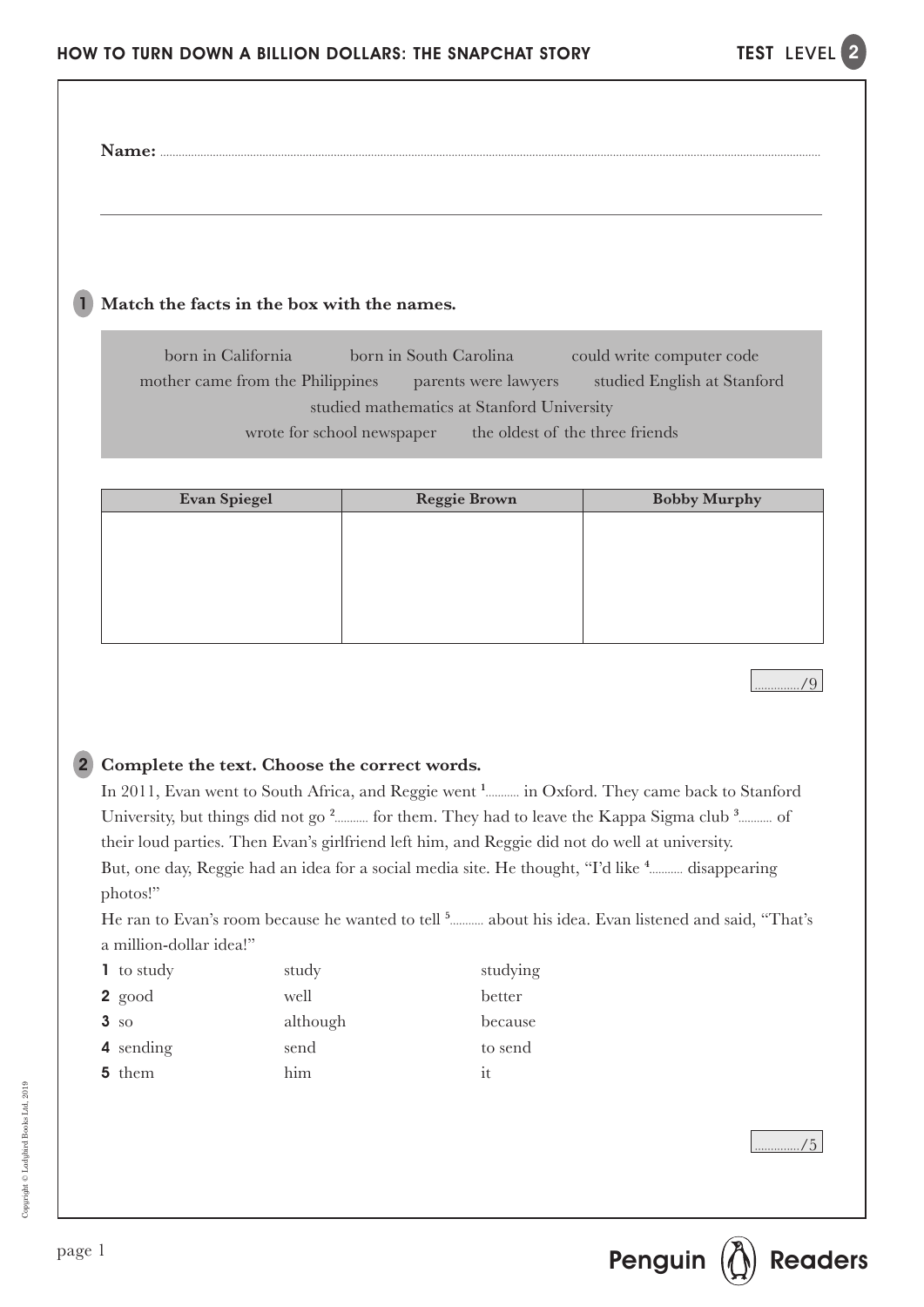**Name:** ..............................................................................................................................................

## 1 Match the facts in the box with the names.

born in California — born in South Carolina — could write computer code — mother came from the Philippines — parents were lawyers — studied English at Stanford — studied mathematics at Stanford University — wrote for school newspaper — the oldest of the three friends

| Evan Spiegel | Reggie Brown | Bobby Murphy |
|---|---|---|
| | | |

............../9

## 2 Complete the text. Choose the correct words.

In 2011, Evan went to South Africa, and Reggie went [1]........... in Oxford. They came back to Stanford University, but things did not go [2]........... for them. They had to leave the Kappa Sigma club [3]........... of their loud parties. Then Evan's girlfriend left him, and Reggie did not do well at university. But, one day, Reggie had an idea for a social media site. He thought, "I'd like [4]........... disappearing photos!"

He ran to Evan's room because he wanted to tell [5]........... about his idea. Evan listened and said, "That's a million-dollar idea!"

| | | | |
|---|---|---|---|
| **1** | to study | study | studying |
| **2** | good | well | better |
| **3** | so | although | because |
| **4** | sending | send | to send |
| **5** | them | him | it |

............../5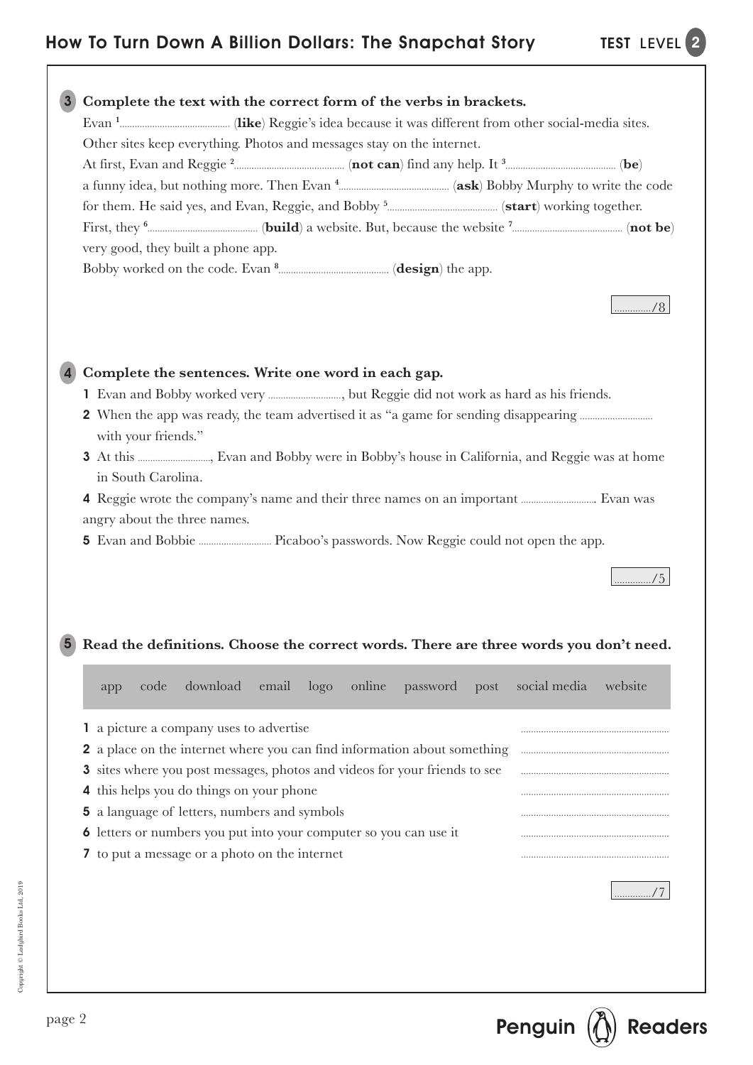**3 Complete the text with the correct form of the verbs in brackets.**

Evan [1]............................ (**like**) Reggie's idea because it was different from other social-media sites. Other sites keep everything. Photos and messages stay on the internet.

At first, Evan and Reggie [2]............................ (**not can**) find any help. It [3]............................ (**be**) a funny idea, but nothing more. Then Evan [4]............................ (**ask**) Bobby Murphy to write the code for them. He said yes, and Evan, Reggie, and Bobby [5]............................ (**start**) working together.

First, they [6]............................ (**build**) a website. But, because the website [7]............................ (**not be**) very good, they built a phone app.

Bobby worked on the code. Evan [8]............................ (**design**) the app.

............../8

**4 Complete the sentences. Write one word in each gap.**

1 Evan and Bobby worked very ............................, but Reggie did not work as hard as his friends.

2 When the app was ready, the team advertised it as "a game for sending disappearing ............................ with your friends."

3 At this ............................, Evan and Bobby were in Bobby's house in California, and Reggie was at home in South Carolina.

4 Reggie wrote the company's name and their three names on an important ............................ . Evan was angry about the three names.

5 Evan and Bobbie ............................ Picaboo's passwords. Now Reggie could not open the app.

............../5

**5 Read the definitions. Choose the correct words. There are three words you don't need.**

app code download email logo online password post social media website

1 a picture a company uses to advertise ............................

2 a place on the internet where you can find information about something ............................

3 sites where you post messages, photos and videos for your friends to see ............................

4 this helps you do things on your phone ............................

5 a language of letters, numbers and symbols ............................

6 letters or numbers you put into your computer so you can use it ............................

7 to put a message or a photo on the internet ............................

............../7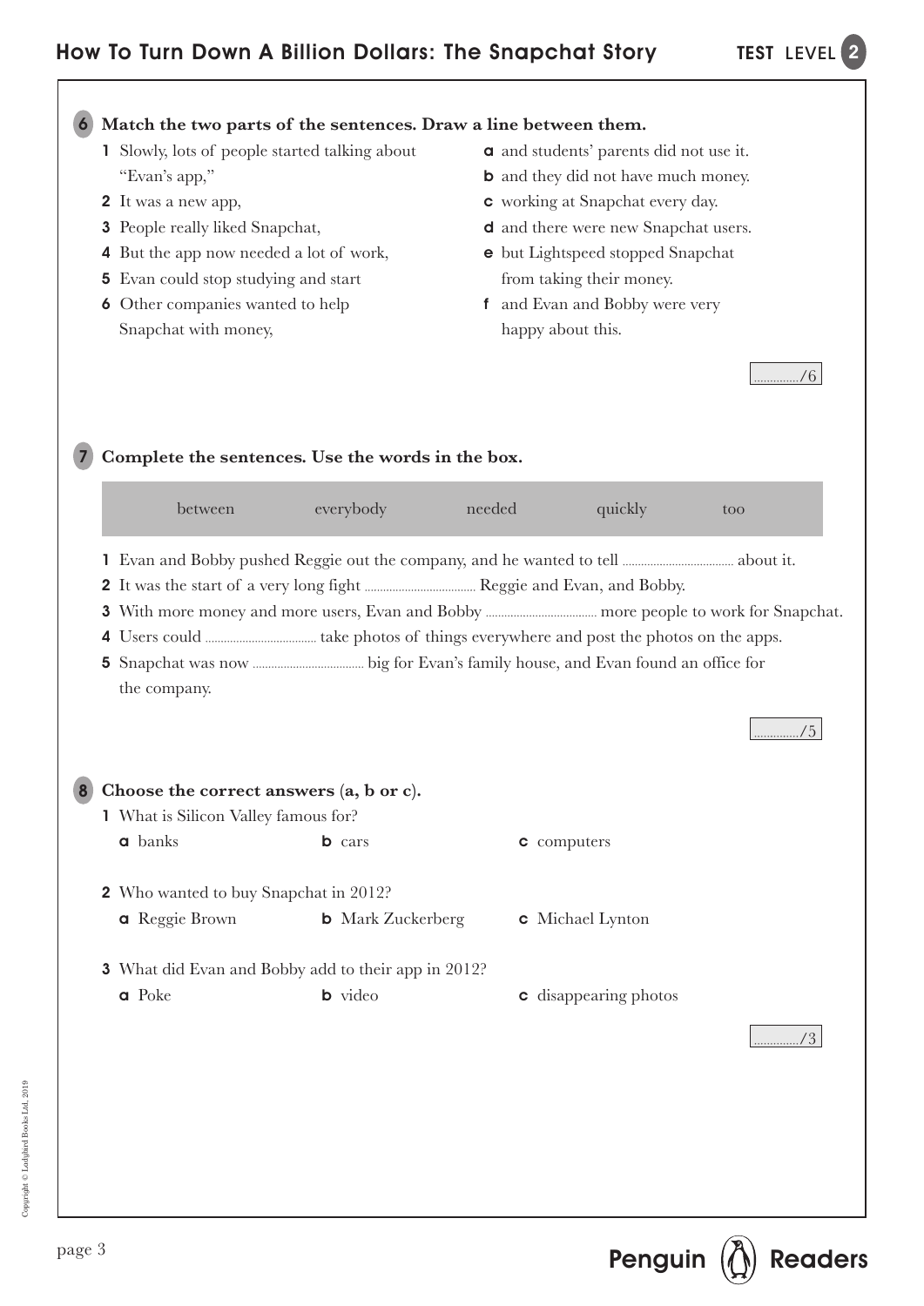## 6 Match the two parts of the sentences. Draw a line between them.

1. Slowly, lots of people started talking about "Evan's app,"
2. It was a new app,
3. People really liked Snapchat,
4. But the app now needed a lot of work,
5. Evan could stop studying and start
6. Other companies wanted to help Snapchat with money,

- **a** and students' parents did not use it.
- **b** and they did not have much money.
- **c** working at Snapchat every day.
- **d** and there were new Snapchat users.
- **e** but Lightspeed stopped Snapchat from taking their money.
- **f** and Evan and Bobby were very happy about this.

............../6

## 7 Complete the sentences. Use the words in the box.

| between | everybody | needed | quickly | too |
|---|---|---|---|---|

1. Evan and Bobby pushed Reggie out the company, and he wanted to tell .................................. about it.
2. It was the start of a very long fight .................................. Reggie and Evan, and Bobby.
3. With more money and more users, Evan and Bobby .................................. more people to work for Snapchat.
4. Users could .................................. take photos of things everywhere and post the photos on the apps.
5. Snapchat was now .................................. big for Evan's family house, and Evan found an office for the company.

............../5

## 8 Choose the correct answers (a, b or c).

1. What is Silicon Valley famous for?
   - **a** banks
   - **b** cars
   - **c** computers
2. Who wanted to buy Snapchat in 2012?
   - **a** Reggie Brown
   - **b** Mark Zuckerberg
   - **c** Michael Lynton
3. What did Evan and Bobby add to their app in 2012?
   - **a** Poke
   - **b** video
   - **c** disappearing photos

............../3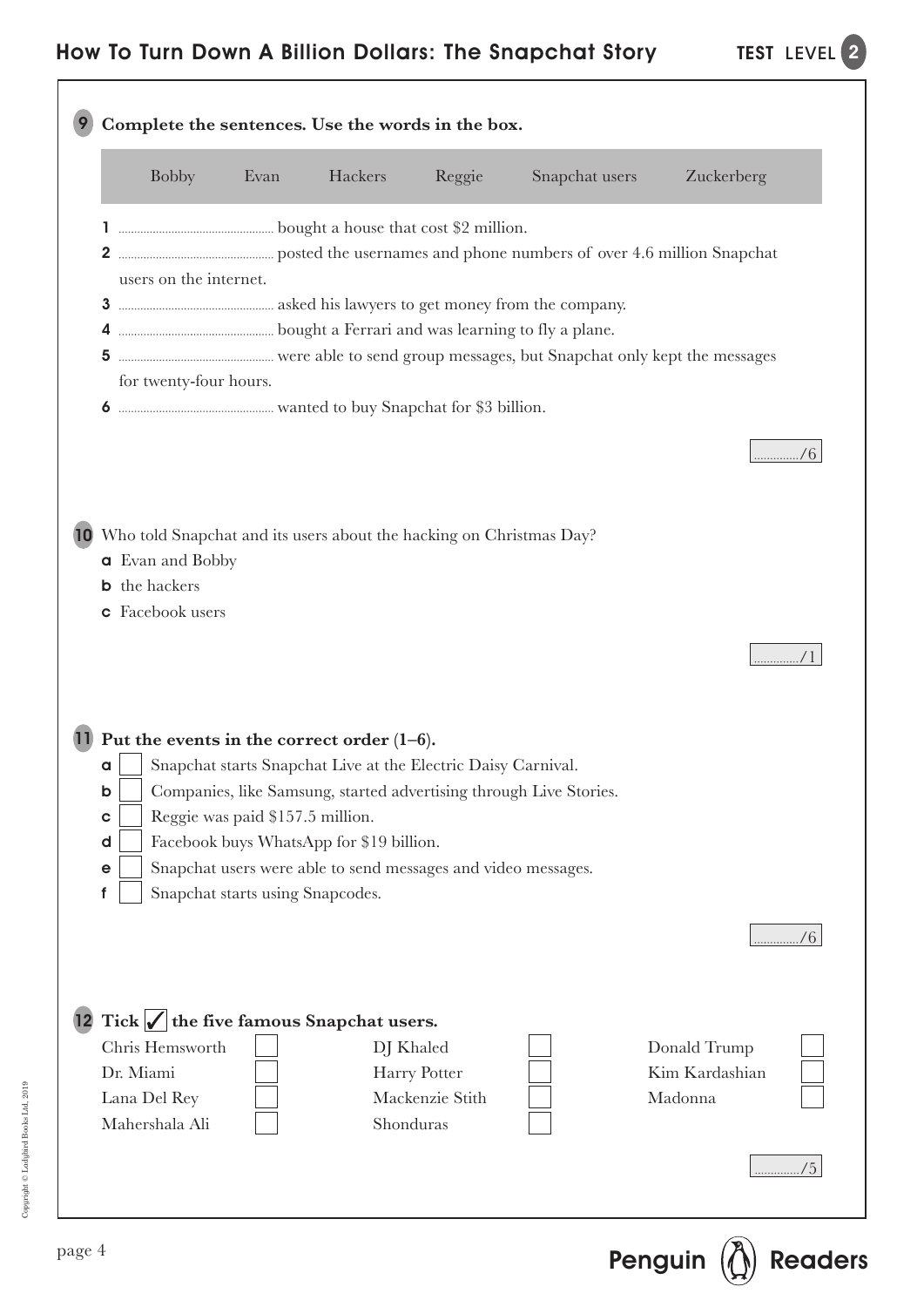**9 Complete the sentences. Use the words in the box.**

| Bobby | Evan | Hackers | Reggie | Snapchat users | Zuckerberg |
|---|---|---|---|---|---|

1 .................................... bought a house that cost \$2 million.

2 .................................... posted the usernames and phone numbers of over 4.6 million Snapchat users on the internet.

3 .................................... asked his lawyers to get money from the company.

4 .................................... bought a Ferrari and was learning to fly a plane.

5 .................................... were able to send group messages, but Snapchat only kept the messages for twenty-four hours.

6 .................................... wanted to buy Snapchat for \$3 billion.

............../6

**10** Who told Snapchat and its users about the hacking on Christmas Day?

**a** Evan and Bobby
**b** the hackers
**c** Facebook users

............../1

**11 Put the events in the correct order (1–6).**

**a** ☐ Snapchat starts Snapchat Live at the Electric Daisy Carnival.
**b** ☐ Companies, like Samsung, started advertising through Live Stories.
**c** ☐ Reggie was paid \$157.5 million.
**d** ☐ Facebook buys WhatsApp for \$19 billion.
**e** ☐ Snapchat users were able to send messages and video messages.
**f** ☐ Snapchat starts using Snapcodes.

............../6

**12 Tick ✓ the five famous Snapchat users.**

| | | | | | |
|---|---|---|---|---|---|
| Chris Hemsworth | ☐ | DJ Khaled | ☐ | Donald Trump | ☐ |
| Dr. Miami | ☐ | Harry Potter | ☐ | Kim Kardashian | ☐ |
| Lana Del Rey | ☐ | Mackenzie Stith | ☐ | Madonna | ☐ |
| Mahershala Ali | ☐ | Shonduras | ☐ | | |

............../5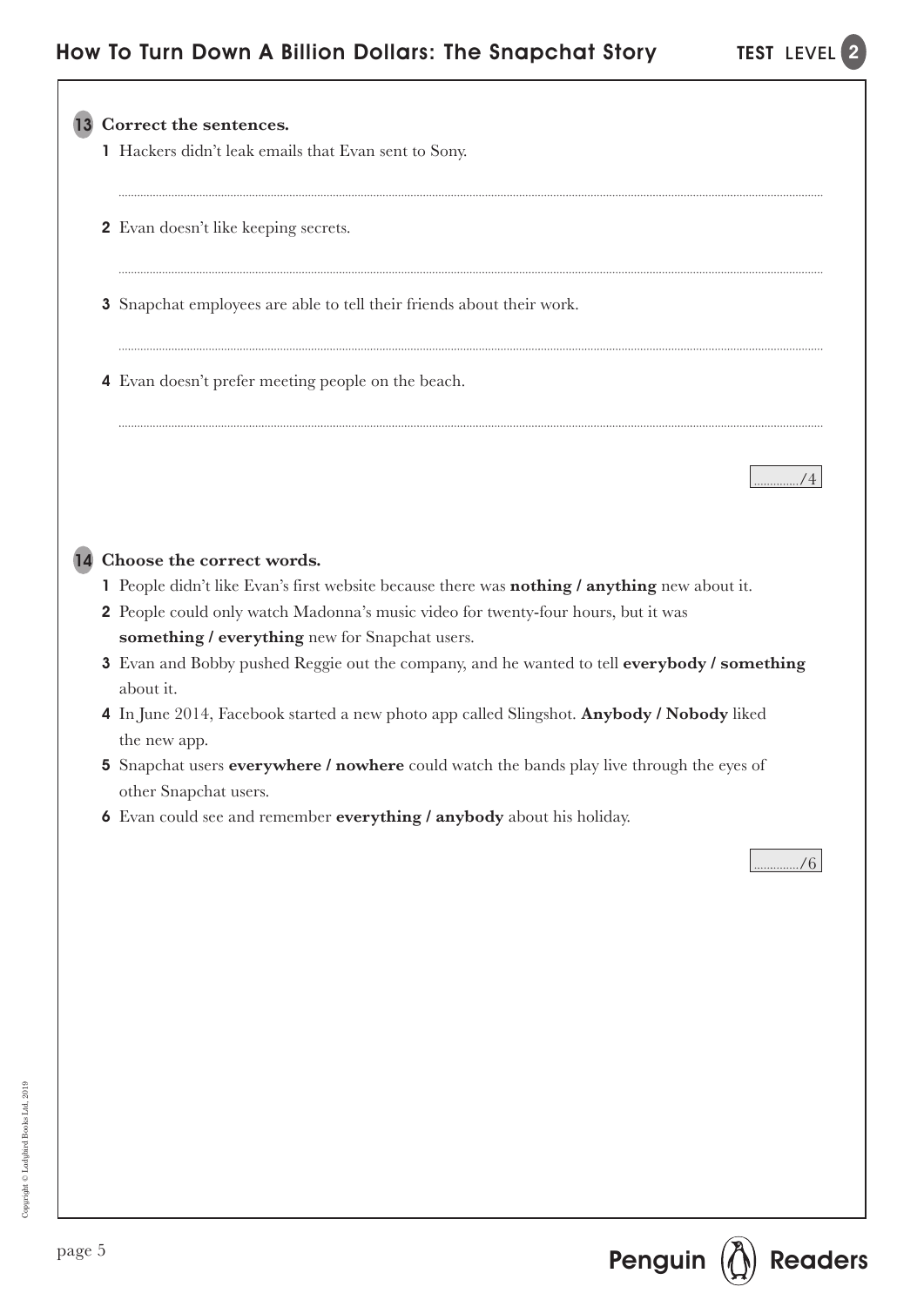## 13 Correct the sentences.

1 Hackers didn't leak emails that Evan sent to Sony.

..............................................................................................................................................

2 Evan doesn't like keeping secrets.

..............................................................................................................................................

3 Snapchat employees are able to tell their friends about their work.

..............................................................................................................................................

4 Evan doesn't prefer meeting people on the beach.

..............................................................................................................................................

............../4

## 14 Choose the correct words.

1 People didn't like Evan's first website because there was **nothing / anything** new about it.

2 People could only watch Madonna's music video for twenty-four hours, but it was **something / everything** new for Snapchat users.

3 Evan and Bobby pushed Reggie out the company, and he wanted to tell **everybody / something** about it.

4 In June 2014, Facebook started a new photo app called Slingshot. **Anybody / Nobody** liked the new app.

5 Snapchat users **everywhere / nowhere** could watch the bands play live through the eyes of other Snapchat users.

6 Evan could see and remember **everything / anybody** about his holiday.

............../6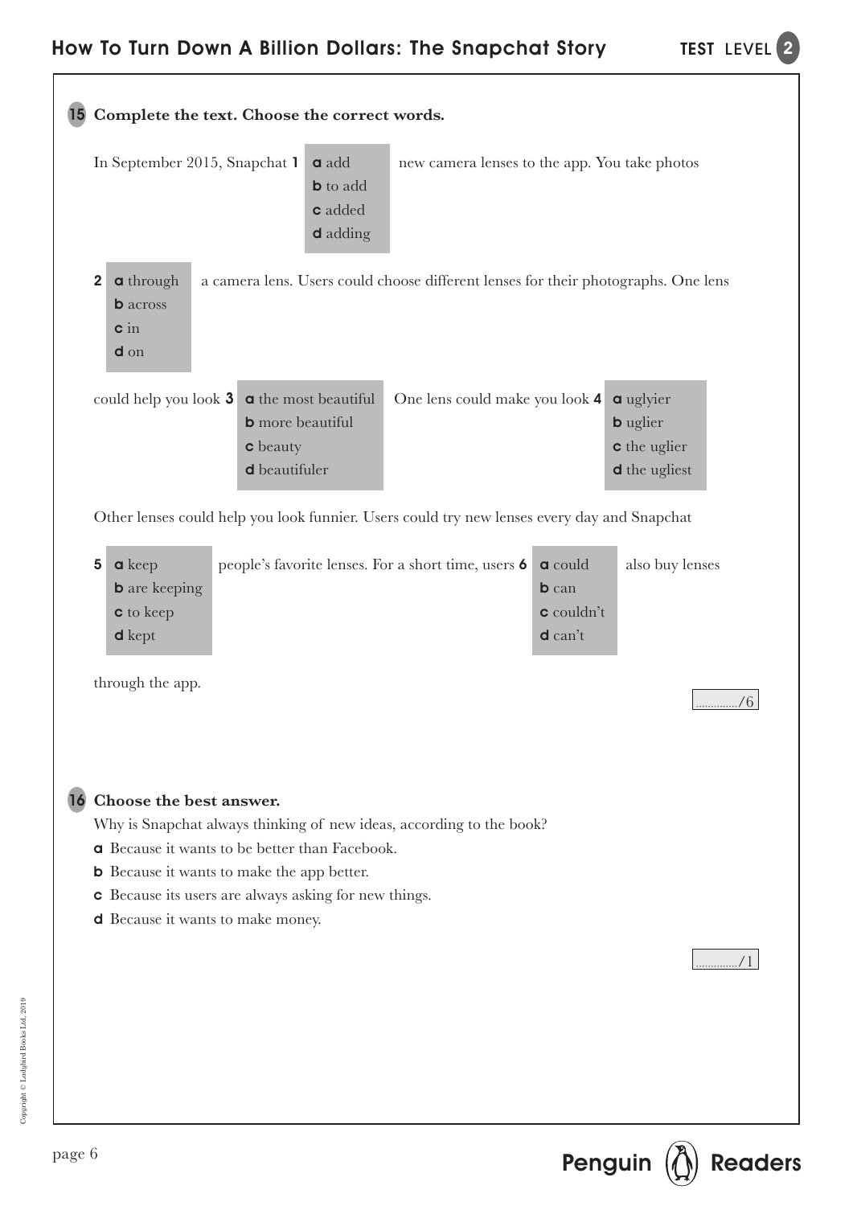## 15 Complete the text. Choose the correct words.

In September 2015, Snapchat **1** ___ new camera lenses to the app. You take photos

**a** add
**b** to add
**c** added
**d** adding

**2** ___ a camera lens. Users could choose different lenses for their photographs. One lens

**a** through
**b** across
**c** in
**d** on

could help you look **3** ___ One lens could make you look **4** ___

**3**
**a** the most beautiful
**b** more beautiful
**c** beauty
**d** beautifuler

**4**
**a** uglyier
**b** uglier
**c** the uglier
**d** the ugliest

Other lenses could help you look funnier. Users could try new lenses every day and Snapchat

**5** ___ people's favorite lenses. For a short time, users **6** ___ also buy lenses

**5**
**a** keep
**b** are keeping
**c** to keep
**d** kept

**6**
**a** could
**b** can
**c** couldn't
**d** can't

through the app.

............../6

## 16 Choose the best answer.

Why is Snapchat always thinking of new ideas, according to the book?

**a** Because it wants to be better than Facebook.
**b** Because it wants to make the app better.
**c** Because its users are always asking for new things.
**d** Because it wants to make money.

............../1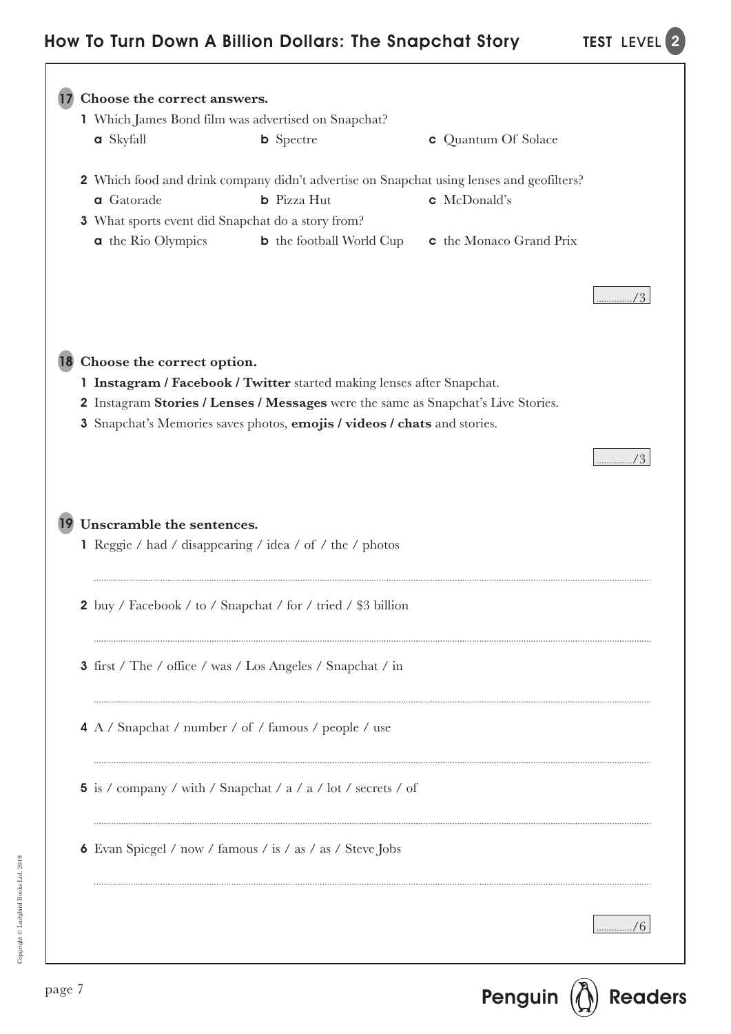**17 Choose the correct answers.**

1 Which James Bond film was advertised on Snapchat?

**a** Skyfall **b** Spectre **c** Quantum Of Solace

2 Which food and drink company didn't advertise on Snapchat using lenses and geofilters?

**a** Gatorade **b** Pizza Hut **c** McDonald's

3 What sports event did Snapchat do a story from?

**a** the Rio Olympics **b** the football World Cup **c** the Monaco Grand Prix

............../3

**18 Choose the correct option.**

1 **Instagram / Facebook / Twitter** started making lenses after Snapchat.

2 Instagram **Stories / Lenses / Messages** were the same as Snapchat's Live Stories.

3 Snapchat's Memories saves photos, **emojis / videos / chats** and stories.

............../3

**19 Unscramble the sentences.**

1 Reggie / had / disappearing / idea / of / the / photos

..............................................................................................................................

2 buy / Facebook / to / Snapchat / for / tried / $3 billion

..............................................................................................................................

3 first / The / office / was / Los Angeles / Snapchat / in

..............................................................................................................................

4 A / Snapchat / number / of / famous / people / use

..............................................................................................................................

5 is / company / with / Snapchat / a / a / lot / secrets / of

..............................................................................................................................

6 Evan Spiegel / now / famous / is / as / as / Steve Jobs

..............................................................................................................................

............../6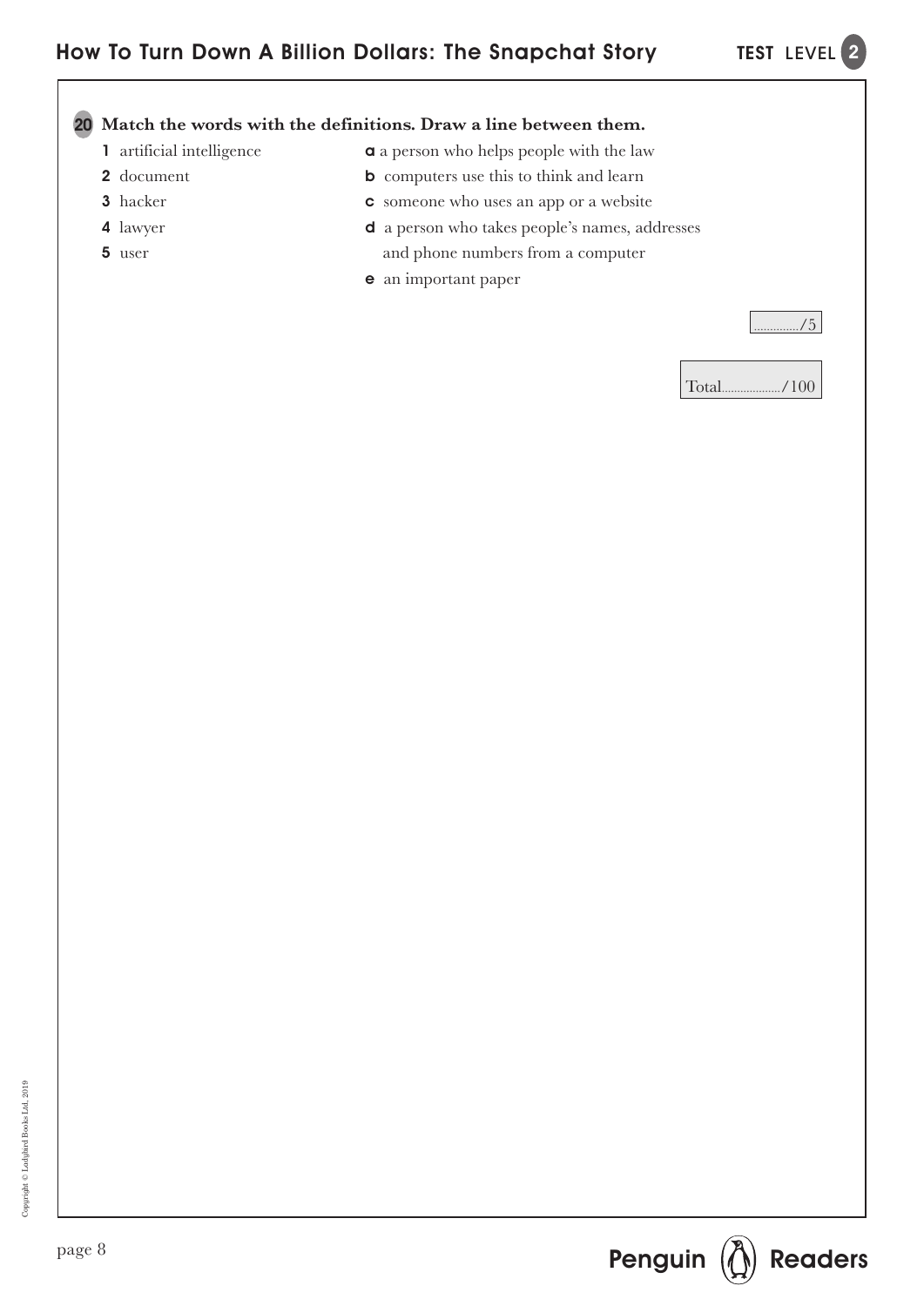**20 Match the words with the definitions. Draw a line between them.**

1 artificial intelligence
2 document
3 hacker
4 lawyer
5 user

a a person who helps people with the law
b computers use this to think and learn
c someone who uses an app or a website
d a person who takes people's names, addresses and phone numbers from a computer
e an important paper

............../5

Total................../100

Copyright © Ladybird Books Ltd, 2019